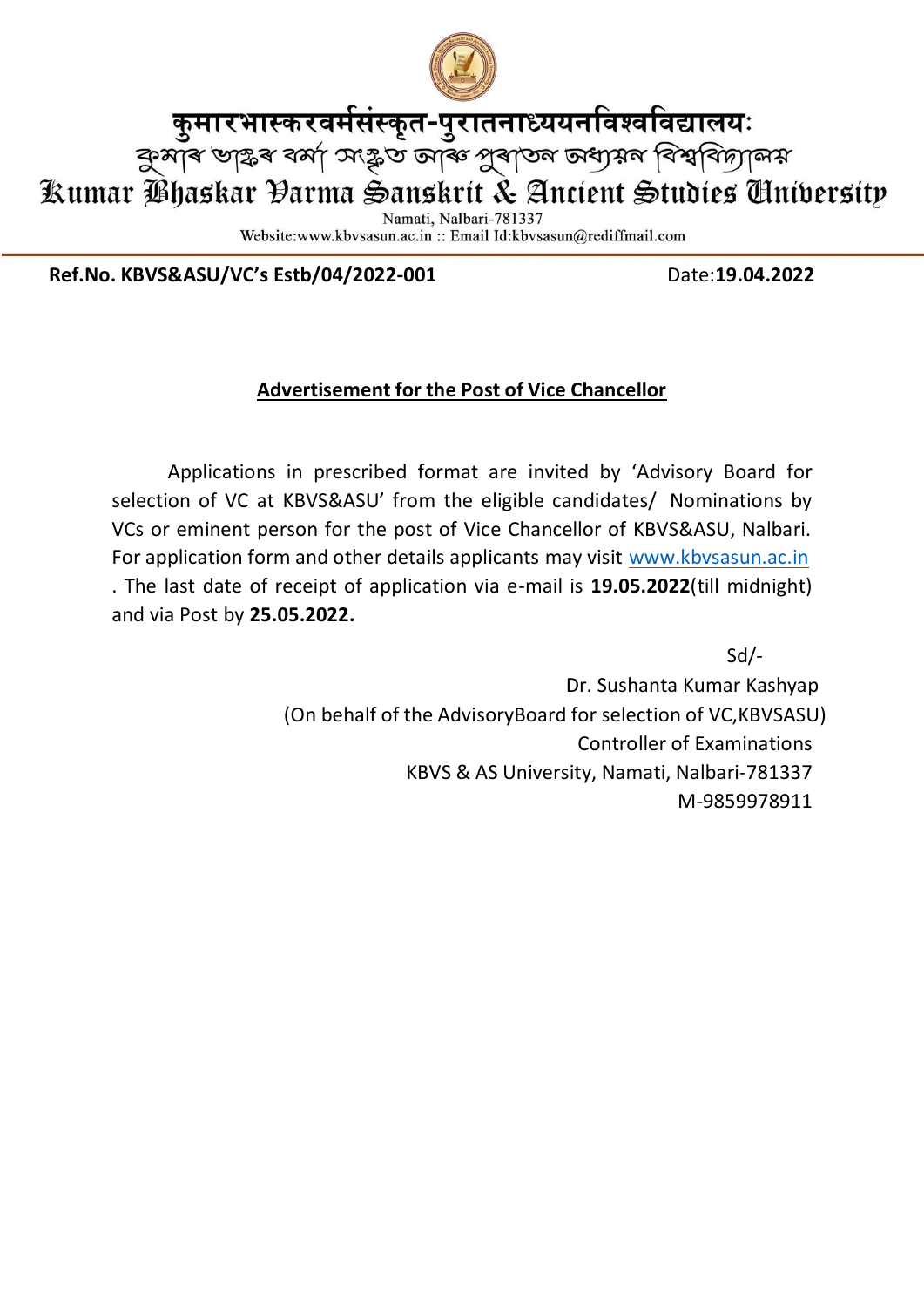# कुमारभास्करवर्मसंस्कृत-पुरातनाध्ययनविश्वविद्यालयः

# কুমাৰ ভাস্কৰ বৰ্মা সংস্কৃত আৰু পুৰাতন অধ্যয়ন বিশ্ববিদ্যালয়

# Kumar Bhaskar Varma Sanskrit & Ancient Studies University

Namati, Nalbari-781337

Website:www.kbvsasun.ac.in :: Email Id:kbvsasun@rediffmail.com

---

**Ref.No. KBVS&ASU/VC's Estb/04/2022-001** Date:**19.04.2022**

## Advertisement for the Post of Vice Chancellor

Applications in prescribed format are invited by 'Advisory Board for selection of VC at KBVS&ASU' from the eligible candidates/ Nominations by VCs or eminent person for the post of Vice Chancellor of KBVS&ASU, Nalbari. For application form and other details applicants may visit www.kbvsasun.ac.in . The last date of receipt of application via e-mail is **19.05.2022**(till midnight) and via Post by **25.05.2022.**

Sd/-

Dr. Sushanta Kumar Kashyap

(On behalf of the AdvisoryBoard for selection of VC,KBVSASU)

Controller of Examinations

KBVS & AS University, Namati, Nalbari-781337

M-9859978911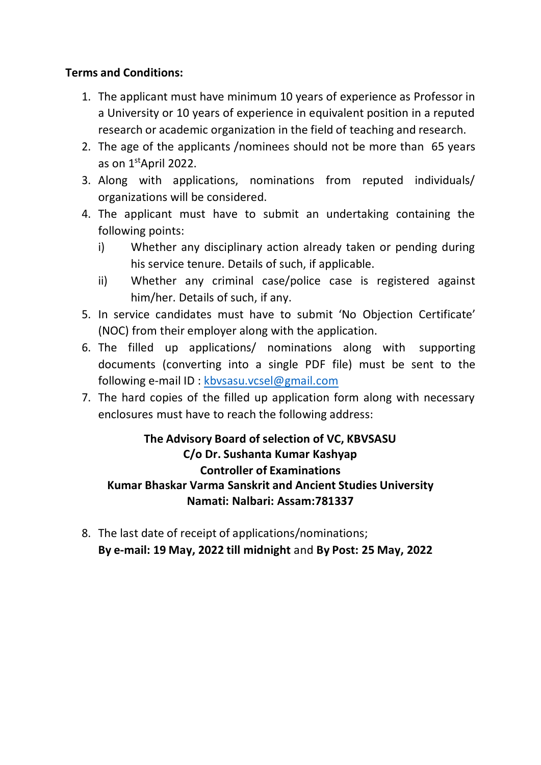**Terms and Conditions:**

1. The applicant must have minimum 10 years of experience as Professor in a University or 10 years of experience in equivalent position in a reputed research or academic organization in the field of teaching and research.
2. The age of the applicants /nominees should not be more than 65 years as on 1st April 2022.
3. Along with applications, nominations from reputed individuals/ organizations will be considered.
4. The applicant must have to submit an undertaking containing the following points:
   i) Whether any disciplinary action already taken or pending during his service tenure. Details of such, if applicable.
   ii) Whether any criminal case/police case is registered against him/her. Details of such, if any.
5. In service candidates must have to submit 'No Objection Certificate' (NOC) from their employer along with the application.
6. The filled up applications/ nominations along with supporting documents (converting into a single PDF file) must be sent to the following e-mail ID : kbvsasu.vcsel@gmail.com
7. The hard copies of the filled up application form along with necessary enclosures must have to reach the following address:

**The Advisory Board of selection of VC, KBVSASU**
**C/o Dr. Sushanta Kumar Kashyap**
**Controller of Examinations**
**Kumar Bhaskar Varma Sanskrit and Ancient Studies University**
**Namati: Nalbari: Assam:781337**

8. The last date of receipt of applications/nominations;
   **By e-mail: 19 May, 2022 till midnight** and **By Post: 25 May, 2022**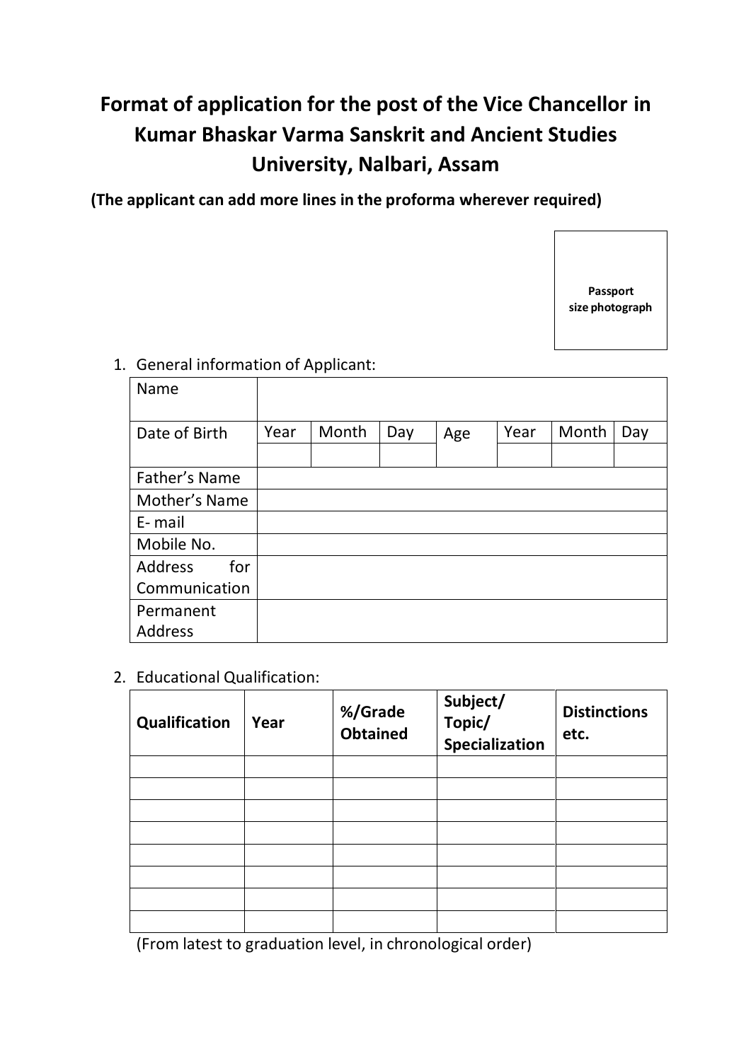# Format of application for the post of the Vice Chancellor in Kumar Bhaskar Varma Sanskrit and Ancient Studies University, Nalbari, Assam

**(The applicant can add more lines in the proforma wherever required)**

**Passport size photograph**

1. General information of Applicant:

| Name | | | | | | | |
|---|---|---|---|---|---|---|---|
| Date of Birth | Year | Month | Day | Age | Year | Month | Day |
| | | | | | | | |
| Father's Name | | | | | | | |
| Mother's Name | | | | | | | |
| E- mail | | | | | | | |
| Mobile No. | | | | | | | |
| Address for Communication | | | | | | | |
| Permanent Address | | | | | | | |

2. Educational Qualification:

| **Qualification** | **Year** | **%/Grade Obtained** | **Subject/ Topic/ Specialization** | **Distinctions etc.** |
|---|---|---|---|---|
| | | | | |
| | | | | |
| | | | | |
| | | | | |
| | | | | |
| | | | | |
| | | | | |
| | | | | |

(From latest to graduation level, in chronological order)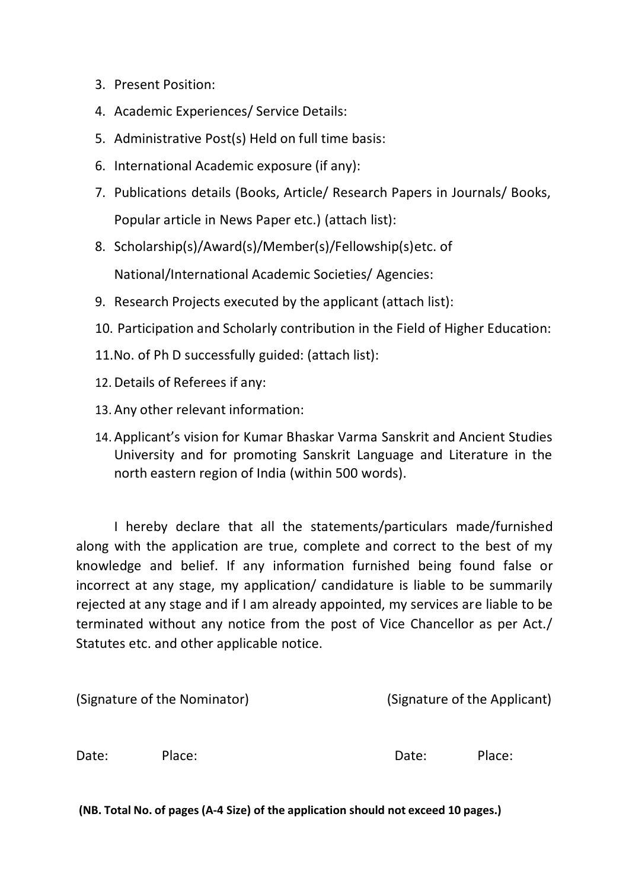3. Present Position:
4. Academic Experiences/ Service Details:
5. Administrative Post(s) Held on full time basis:
6. International Academic exposure (if any):
7. Publications details (Books, Article/ Research Papers in Journals/ Books, Popular article in News Paper etc.) (attach list):
8. Scholarship(s)/Award(s)/Member(s)/Fellowship(s)etc. of National/International Academic Societies/ Agencies:
9. Research Projects executed by the applicant (attach list):
10. Participation and Scholarly contribution in the Field of Higher Education:
11. No. of Ph D successfully guided: (attach list):
12. Details of Referees if any:
13. Any other relevant information:
14. Applicant's vision for Kumar Bhaskar Varma Sanskrit and Ancient Studies University and for promoting Sanskrit Language and Literature in the north eastern region of India (within 500 words).

I hereby declare that all the statements/particulars made/furnished along with the application are true, complete and correct to the best of my knowledge and belief. If any information furnished being found false or incorrect at any stage, my application/ candidature is liable to be summarily rejected at any stage and if I am already appointed, my services are liable to be terminated without any notice from the post of Vice Chancellor as per Act./ Statutes etc. and other applicable notice.

(Signature of the Nominator) (Signature of the Applicant)

Date: Place: Date: Place:

**(NB. Total No. of pages (A-4 Size) of the application should not exceed 10 pages.)**